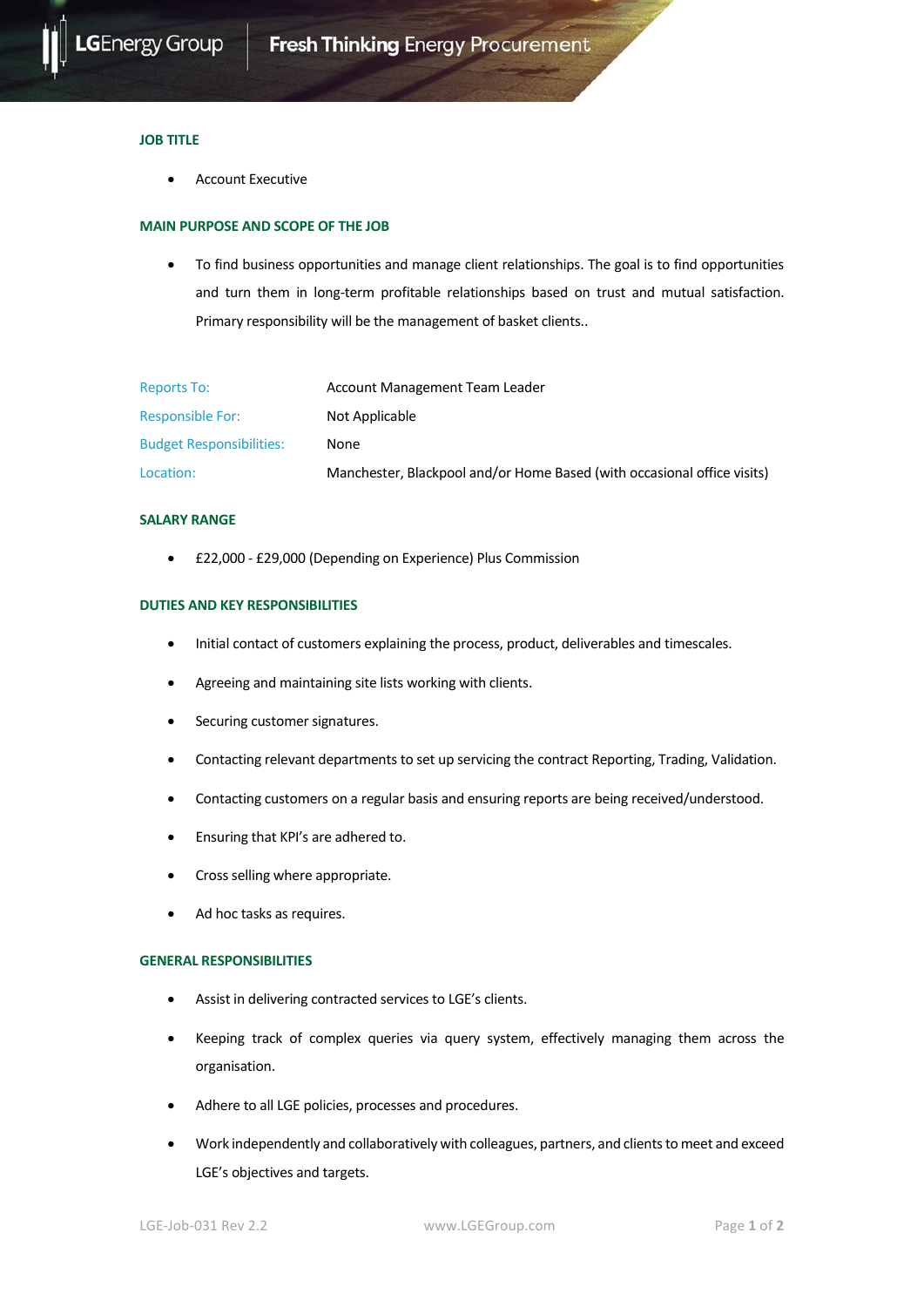## JOB TITLE

- Account Executive

## MAIN PURPOSE AND SCOPE OF THE JOB

- To find business opportunities and manage client relationships. The goal is to find opportunities and turn them in long-term profitable relationships based on trust and mutual satisfaction. Primary responsibility will be the management of basket clients..

| | |
|---|---|
| Reports To: | Account Management Team Leader |
| Responsible For: | Not Applicable |
| Budget Responsibilities: | None |
| Location: | Manchester, Blackpool and/or Home Based (with occasional office visits) |

## SALARY RANGE

- £22,000 - £29,000 (Depending on Experience) Plus Commission

## DUTIES AND KEY RESPONSIBILITIES

- Initial contact of customers explaining the process, product, deliverables and timescales.
- Agreeing and maintaining site lists working with clients.
- Securing customer signatures.
- Contacting relevant departments to set up servicing the contract Reporting, Trading, Validation.
- Contacting customers on a regular basis and ensuring reports are being received/understood.
- Ensuring that KPI's are adhered to.
- Cross selling where appropriate.
- Ad hoc tasks as requires.

## GENERAL RESPONSIBILITIES

- Assist in delivering contracted services to LGE's clients.
- Keeping track of complex queries via query system, effectively managing them across the organisation.
- Adhere to all LGE policies, processes and procedures.
- Work independently and collaboratively with colleagues, partners, and clients to meet and exceed LGE's objectives and targets.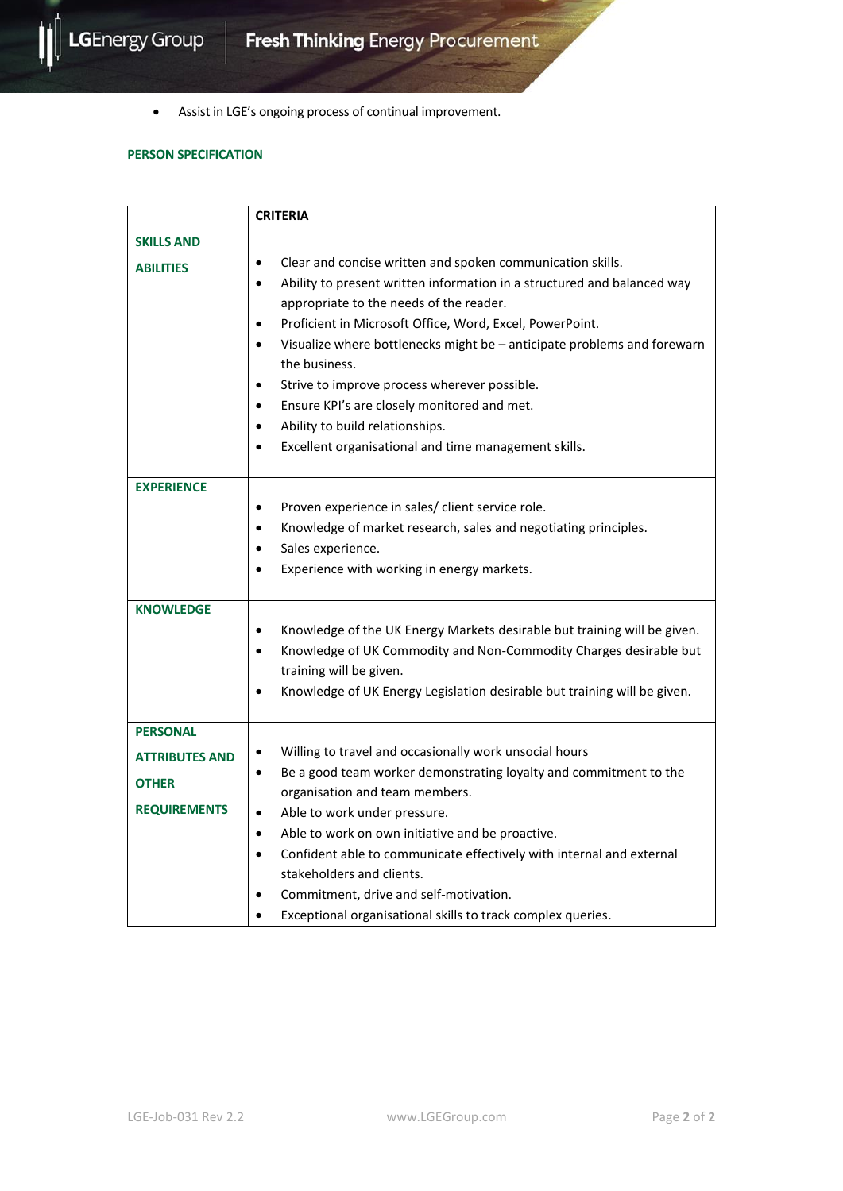- Assist in LGE's ongoing process of continual improvement.

## PERSON SPECIFICATION

| | CRITERIA |
|---|---|
| **SKILLS AND ABILITIES** | • Clear and concise written and spoken communication skills.<br>• Ability to present written information in a structured and balanced way appropriate to the needs of the reader.<br>• Proficient in Microsoft Office, Word, Excel, PowerPoint.<br>• Visualize where bottlenecks might be – anticipate problems and forewarn the business.<br>• Strive to improve process wherever possible.<br>• Ensure KPI's are closely monitored and met.<br>• Ability to build relationships.<br>• Excellent organisational and time management skills. |
| **EXPERIENCE** | • Proven experience in sales/ client service role.<br>• Knowledge of market research, sales and negotiating principles.<br>• Sales experience.<br>• Experience with working in energy markets. |
| **KNOWLEDGE** | • Knowledge of the UK Energy Markets desirable but training will be given.<br>• Knowledge of UK Commodity and Non-Commodity Charges desirable but training will be given.<br>• Knowledge of UK Energy Legislation desirable but training will be given. |
| **PERSONAL ATTRIBUTES AND OTHER REQUIREMENTS** | • Willing to travel and occasionally work unsocial hours<br>• Be a good team worker demonstrating loyalty and commitment to the organisation and team members.<br>• Able to work under pressure.<br>• Able to work on own initiative and be proactive.<br>• Confident able to communicate effectively with internal and external stakeholders and clients.<br>• Commitment, drive and self-motivation.<br>• Exceptional organisational skills to track complex queries. |